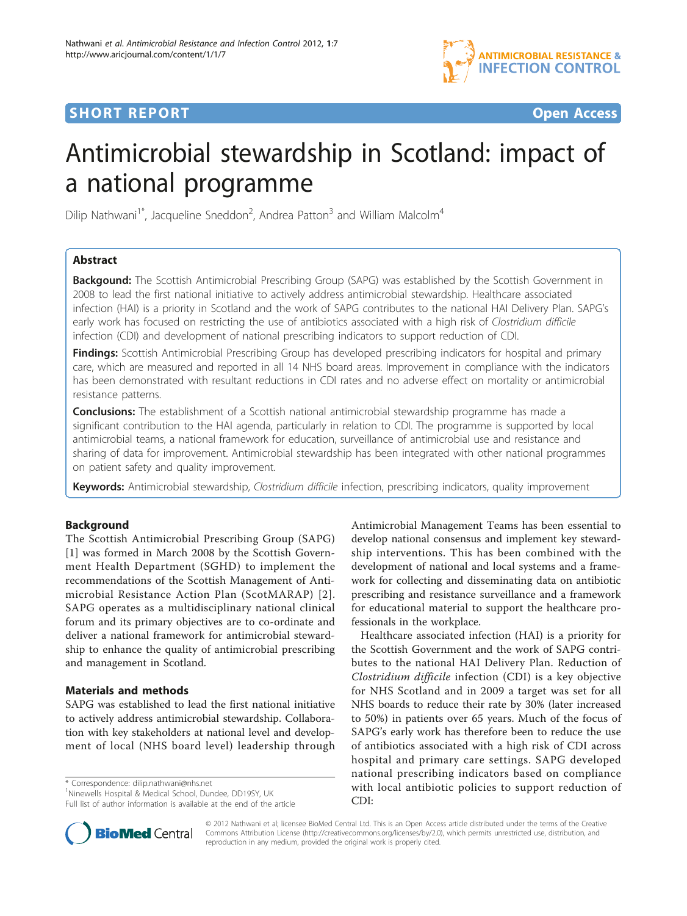SHORT REPORT

Open Access

# Antimicrobial stewardship in Scotland: impact of a national programme

Dilip Nathwani[1*], Jacqueline Sneddon[2], Andrea Patton[3] and William Malcolm[4]

## Abstract

**Backgound:** The Scottish Antimicrobial Prescribing Group (SAPG) was established by the Scottish Government in 2008 to lead the first national initiative to actively address antimicrobial stewardship. Healthcare associated infection (HAI) is a priority in Scotland and the work of SAPG contributes to the national HAI Delivery Plan. SAPG's early work has focused on restricting the use of antibiotics associated with a high risk of *Clostridium difficile* infection (CDI) and development of national prescribing indicators to support reduction of CDI.

**Findings:** Scottish Antimicrobial Prescribing Group has developed prescribing indicators for hospital and primary care, which are measured and reported in all 14 NHS board areas. Improvement in compliance with the indicators has been demonstrated with resultant reductions in CDI rates and no adverse effect on mortality or antimicrobial resistance patterns.

**Conclusions:** The establishment of a Scottish national antimicrobial stewardship programme has made a significant contribution to the HAI agenda, particularly in relation to CDI. The programme is supported by local antimicrobial teams, a national framework for education, surveillance of antimicrobial use and resistance and sharing of data for improvement. Antimicrobial stewardship has been integrated with other national programmes on patient safety and quality improvement.

**Keywords:** Antimicrobial stewardship, *Clostridium difficile* infection, prescribing indicators, quality improvement

## Background

The Scottish Antimicrobial Prescribing Group (SAPG) [1] was formed in March 2008 by the Scottish Government Health Department (SGHD) to implement the recommendations of the Scottish Management of Antimicrobial Resistance Action Plan (ScotMARAP) [2]. SAPG operates as a multidisciplinary national clinical forum and its primary objectives are to co-ordinate and deliver a national framework for antimicrobial stewardship to enhance the quality of antimicrobial prescribing and management in Scotland.

## Materials and methods

SAPG was established to lead the first national initiative to actively address antimicrobial stewardship. Collaboration with key stakeholders at national level and development of local (NHS board level) leadership through Antimicrobial Management Teams has been essential to develop national consensus and implement key stewardship interventions. This has been combined with the development of national and local systems and a framework for collecting and disseminating data on antibiotic prescribing and resistance surveillance and a framework for educational material to support the healthcare professionals in the workplace.

Healthcare associated infection (HAI) is a priority for the Scottish Government and the work of SAPG contributes to the national HAI Delivery Plan. Reduction of *Clostridium difficile* infection (CDI) is a key objective for NHS Scotland and in 2009 a target was set for all NHS boards to reduce their rate by 30% (later increased to 50%) in patients over 65 years. Much of the focus of SAPG's early work has therefore been to reduce the use of antibiotics associated with a high risk of CDI across hospital and primary care settings. SAPG developed national prescribing indicators based on compliance with local antibiotic policies to support reduction of CDI:

\* Correspondence: dilip.nathwani@nhs.net
[1]Ninewells Hospital & Medical School, Dundee, DD19SY, UK
Full list of author information is available at the end of the article

© 2012 Nathwani et al; licensee BioMed Central Ltd. This is an Open Access article distributed under the terms of the Creative Commons Attribution License (http://creativecommons.org/licenses/by/2.0), which permits unrestricted use, distribution, and reproduction in any medium, provided the original work is properly cited.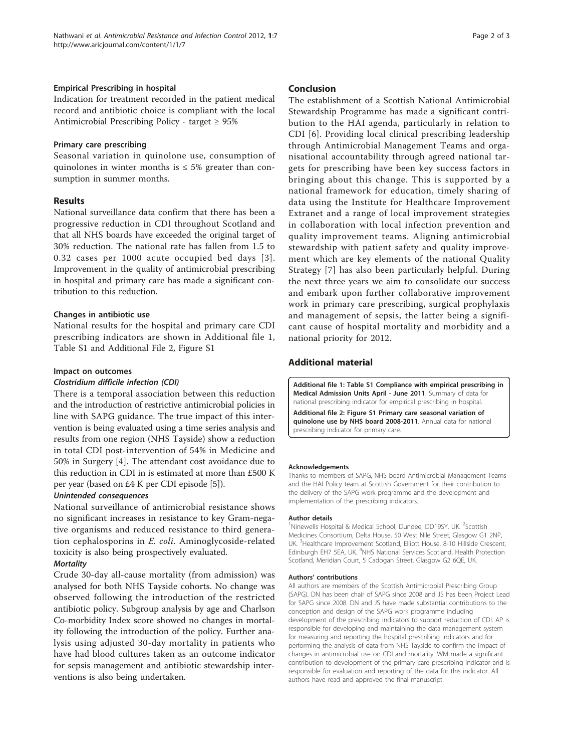#### Empirical Prescribing in hospital

Indication for treatment recorded in the patient medical record and antibiotic choice is compliant with the local Antimicrobial Prescribing Policy - target ≥ 95%

#### Primary care prescribing

Seasonal variation in quinolone use, consumption of quinolones in winter months is ≤ 5% greater than consumption in summer months.

## Results

National surveillance data confirm that there has been a progressive reduction in CDI throughout Scotland and that all NHS boards have exceeded the original target of 30% reduction. The national rate has fallen from 1.5 to 0.32 cases per 1000 acute occupied bed days [3]. Improvement in the quality of antimicrobial prescribing in hospital and primary care has made a significant contribution to this reduction.

#### Changes in antibiotic use

National results for the hospital and primary care CDI prescribing indicators are shown in Additional file 1, Table S1 and Additional File 2, Figure S1

#### Impact on outcomes

##### *Clostridium difficile infection (CDI)*

There is a temporal association between this reduction and the introduction of restrictive antimicrobial policies in line with SAPG guidance. The true impact of this intervention is being evaluated using a time series analysis and results from one region (NHS Tayside) show a reduction in total CDI post-intervention of 54% in Medicine and 50% in Surgery [4]. The attendant cost avoidance due to this reduction in CDI in is estimated at more than £500 K per year (based on £4 K per CDI episode [5]).

##### *Unintended consequences*

National surveillance of antimicrobial resistance shows no significant increases in resistance to key Gram-negative organisms and reduced resistance to third generation cephalosporins in *E. coli*. Aminoglycoside-related toxicity is also being prospectively evaluated.

##### *Mortality*

Crude 30-day all-cause mortality (from admission) was analysed for both NHS Tayside cohorts. No change was observed following the introduction of the restricted antibiotic policy. Subgroup analysis by age and Charlson Co-morbidity Index score showed no changes in mortality following the introduction of the policy. Further analysis using adjusted 30-day mortality in patients who have had blood cultures taken as an outcome indicator for sepsis management and antibiotic stewardship interventions is also being undertaken.

## Conclusion

The establishment of a Scottish National Antimicrobial Stewardship Programme has made a significant contribution to the HAI agenda, particularly in relation to CDI [6]. Providing local clinical prescribing leadership through Antimicrobial Management Teams and organisational accountability through agreed national targets for prescribing have been key success factors in bringing about this change. This is supported by a national framework for education, timely sharing of data using the Institute for Healthcare Improvement Extranet and a range of local improvement strategies in collaboration with local infection prevention and quality improvement teams. Aligning antimicrobial stewardship with patient safety and quality improvement which are key elements of the national Quality Strategy [7] has also been particularly helpful. During the next three years we aim to consolidate our success and embark upon further collaborative improvement work in primary care prescribing, surgical prophylaxis and management of sepsis, the latter being a significant cause of hospital mortality and morbidity and a national priority for 2012.

## Additional material

**Additional file 1: Table S1 Compliance with empirical prescribing in Medical Admission Units April - June 2011**. Summary of data for national prescribing indicator for empirical prescribing in hospital.

**Additional file 2: Figure S1 Primary care seasonal variation of quinolone use by NHS board 2008-2011**. Annual data for national prescribing indicator for primary care.

#### Acknowledgements

Thanks to members of SAPG, NHS board Antimicrobial Management Teams and the HAI Policy team at Scottish Government for their contribution to the delivery of the SAPG work programme and the development and implementation of the prescribing indicators.

#### Author details

[1]Ninewells Hospital & Medical School, Dundee, DD19SY, UK. [2]Scottish Medicines Consortium, Delta House, 50 West Nile Street, Glasgow G1 2NP, UK. [3]Healthcare Improvement Scotland, Elliott House, 8-10 Hillside Crescent, Edinburgh EH7 5EA, UK. [4]NHS National Services Scotland, Health Protection Scotland, Meridian Court, 5 Cadogan Street, Glasgow G2 6QE, UK.

#### Authors' contributions

All authors are members of the Scottish Antimicrobial Prescribing Group (SAPG). DN has been chair of SAPG since 2008 and JS has been Project Lead for SAPG since 2008. DN and JS have made substantial contributions to the conception and design of the SAPG work programme including development of the prescribing indicators to support reduction of CDI. AP is responsible for developing and maintaining the data management system for measuring and reporting the hospital prescribing indicators and for performing the analysis of data from NHS Tayside to confirm the impact of changes in antimicrobial use on CDI and mortality. WM made a significant contribution to development of the primary care prescribing indicator and is responsible for evaluation and reporting of the data for this indicator. All authors have read and approved the final manuscript.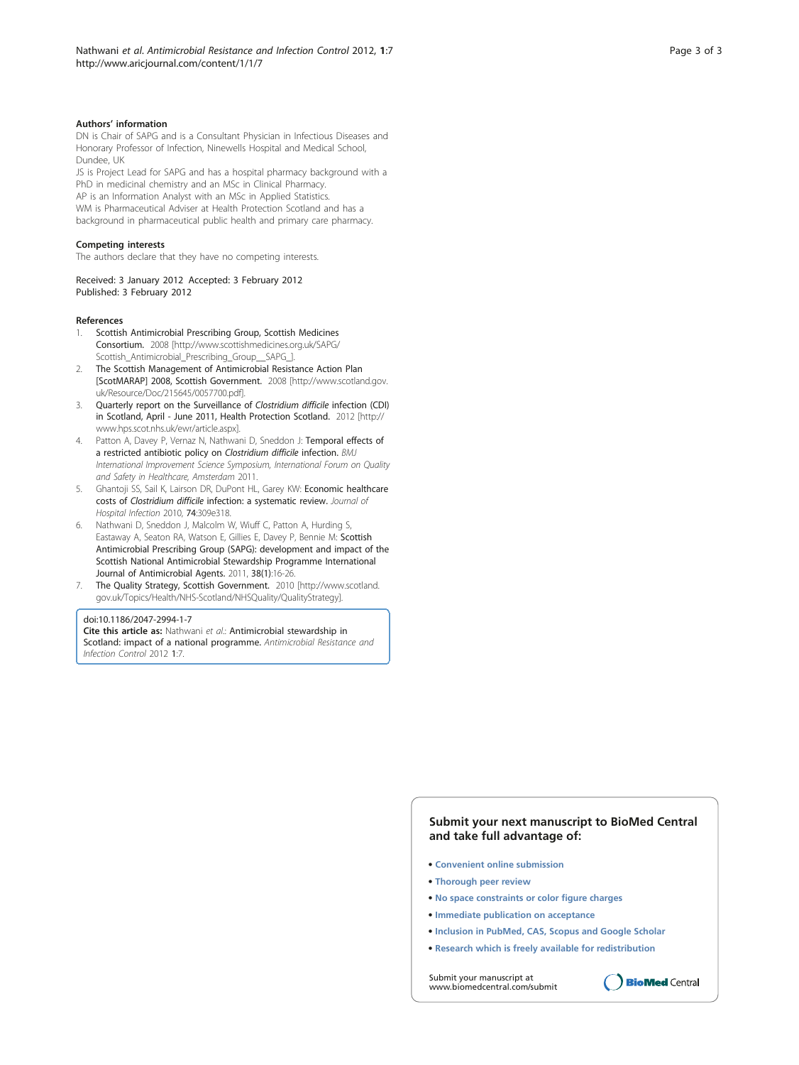### Authors' information

DN is Chair of SAPG and is a Consultant Physician in Infectious Diseases and Honorary Professor of Infection, Ninewells Hospital and Medical School, Dundee, UK

JS is Project Lead for SAPG and has a hospital pharmacy background with a PhD in medicinal chemistry and an MSc in Clinical Pharmacy.

AP is an Information Analyst with an MSc in Applied Statistics.

WM is Pharmaceutical Adviser at Health Protection Scotland and has a background in pharmaceutical public health and primary care pharmacy.

### Competing interests

The authors declare that they have no competing interests.

Received: 3 January 2012 Accepted: 3 February 2012
Published: 3 February 2012

### References

1. **Scottish Antimicrobial Prescribing Group, Scottish Medicines Consortium.** 2008 [http://www.scottishmedicines.org.uk/SAPG/Scottish_Antimicrobial_Prescribing_Group__SAPG_].
2. **The Scottish Management of Antimicrobial Resistance Action Plan [ScotMARAP] 2008, Scottish Government.** 2008 [http://www.scotland.gov.uk/Resource/Doc/215645/0057700.pdf].
3. **Quarterly report on the Surveillance of *Clostridium difficile* infection (CDI) in Scotland, April - June 2011, Health Protection Scotland.** 2012 [http://www.hps.scot.nhs.uk/ewr/article.aspx].
4. Patton A, Davey P, Vernaz N, Nathwani D, Sneddon J: **Temporal effects of a restricted antibiotic policy on *Clostridium difficile* infection.** *BMJ International Improvement Science Symposium, International Forum on Quality and Safety in Healthcare, Amsterdam* 2011.
5. Ghantoji SS, Sail K, Lairson DR, DuPont HL, Garey KW: **Economic healthcare costs of *Clostridium difficile* infection: a systematic review.** *Journal of Hospital Infection* 2010, **74**:309e318.
6. Nathwani D, Sneddon J, Malcolm W, Wiuff C, Patton A, Hurding S, Eastaway A, Seaton RA, Watson E, Gillies E, Davey P, Bennie M: **Scottish Antimicrobial Prescribing Group (SAPG): development and impact of the Scottish National Antimicrobial Stewardship Programme International Journal of Antimicrobial Agents.** 2011, **38(1)**:16-26.
7. **The Quality Strategy, Scottish Government.** 2010 [http://www.scotland.gov.uk/Topics/Health/NHS-Scotland/NHSQuality/QualityStrategy].

doi:10.1186/2047-2994-1-7
**Cite this article as:** Nathwani *et al.*: Antimicrobial stewardship in Scotland: impact of a national programme. *Antimicrobial Resistance and Infection Control* 2012 **1**:7.